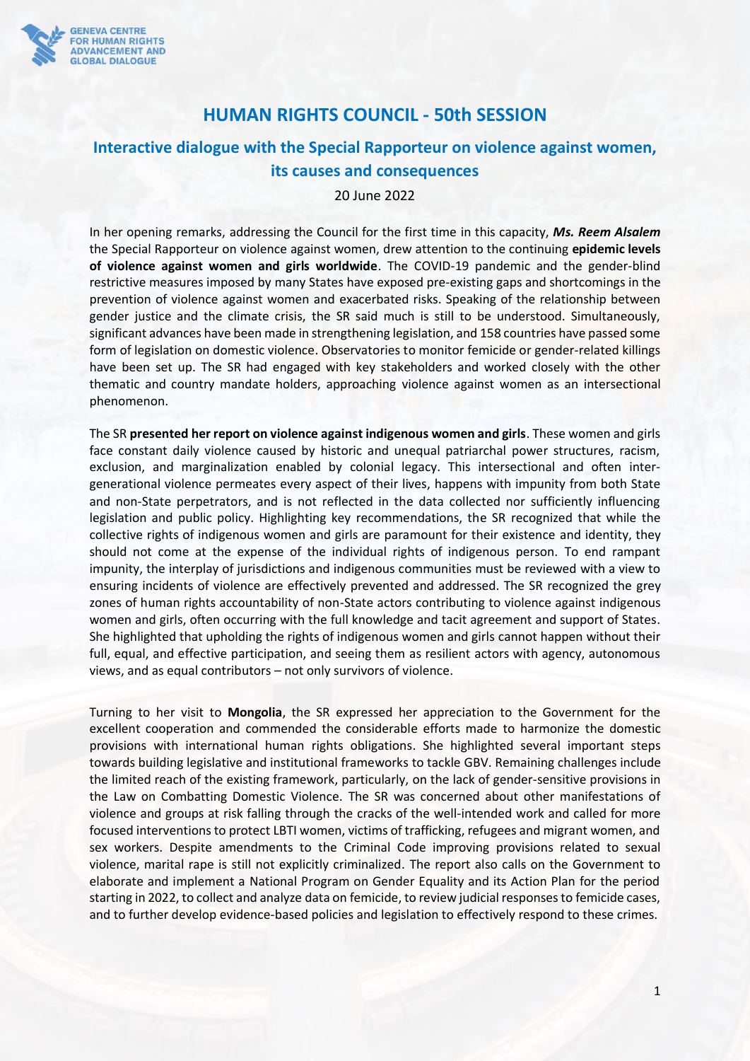# HUMAN RIGHTS COUNCIL - 50th SESSION

## Interactive dialogue with the Special Rapporteur on violence against women, its causes and consequences

20 June 2022

In her opening remarks, addressing the Council for the first time in this capacity, ***Ms. Reem Alsalem*** the Special Rapporteur on violence against women, drew attention to the continuing **epidemic levels of violence against women and girls worldwide**. The COVID-19 pandemic and the gender-blind restrictive measures imposed by many States have exposed pre-existing gaps and shortcomings in the prevention of violence against women and exacerbated risks. Speaking of the relationship between gender justice and the climate crisis, the SR said much is still to be understood. Simultaneously, significant advances have been made in strengthening legislation, and 158 countries have passed some form of legislation on domestic violence. Observatories to monitor femicide or gender-related killings have been set up. The SR had engaged with key stakeholders and worked closely with the other thematic and country mandate holders, approaching violence against women as an intersectional phenomenon.

The SR **presented her report on violence against indigenous women and girls**. These women and girls face constant daily violence caused by historic and unequal patriarchal power structures, racism, exclusion, and marginalization enabled by colonial legacy. This intersectional and often inter-generational violence permeates every aspect of their lives, happens with impunity from both State and non-State perpetrators, and is not reflected in the data collected nor sufficiently influencing legislation and public policy. Highlighting key recommendations, the SR recognized that while the collective rights of indigenous women and girls are paramount for their existence and identity, they should not come at the expense of the individual rights of indigenous person. To end rampant impunity, the interplay of jurisdictions and indigenous communities must be reviewed with a view to ensuring incidents of violence are effectively prevented and addressed. The SR recognized the grey zones of human rights accountability of non-State actors contributing to violence against indigenous women and girls, often occurring with the full knowledge and tacit agreement and support of States. She highlighted that upholding the rights of indigenous women and girls cannot happen without their full, equal, and effective participation, and seeing them as resilient actors with agency, autonomous views, and as equal contributors – not only survivors of violence.

Turning to her visit to **Mongolia**, the SR expressed her appreciation to the Government for the excellent cooperation and commended the considerable efforts made to harmonize the domestic provisions with international human rights obligations. She highlighted several important steps towards building legislative and institutional frameworks to tackle GBV. Remaining challenges include the limited reach of the existing framework, particularly, on the lack of gender-sensitive provisions in the Law on Combatting Domestic Violence. The SR was concerned about other manifestations of violence and groups at risk falling through the cracks of the well-intended work and called for more focused interventions to protect LBTI women, victims of trafficking, refugees and migrant women, and sex workers. Despite amendments to the Criminal Code improving provisions related to sexual violence, marital rape is still not explicitly criminalized. The report also calls on the Government to elaborate and implement a National Program on Gender Equality and its Action Plan for the period starting in 2022, to collect and analyze data on femicide, to review judicial responses to femicide cases, and to further develop evidence-based policies and legislation to effectively respond to these crimes.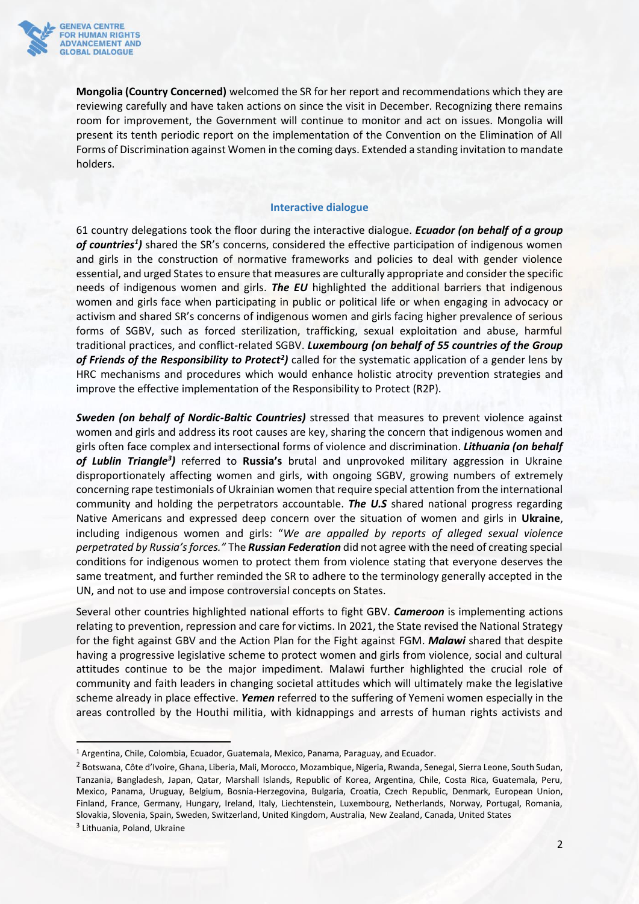**Mongolia (Country Concerned)** welcomed the SR for her report and recommendations which they are reviewing carefully and have taken actions on since the visit in December. Recognizing there remains room for improvement, the Government will continue to monitor and act on issues. Mongolia will present its tenth periodic report on the implementation of the Convention on the Elimination of All Forms of Discrimination against Women in the coming days. Extended a standing invitation to mandate holders.

## Interactive dialogue

61 country delegations took the floor during the interactive dialogue. ***Ecuador (on behalf of a group of countries[1])*** shared the SR's concerns, considered the effective participation of indigenous women and girls in the construction of normative frameworks and policies to deal with gender violence essential, and urged States to ensure that measures are culturally appropriate and consider the specific needs of indigenous women and girls. ***The EU*** highlighted the additional barriers that indigenous women and girls face when participating in public or political life or when engaging in advocacy or activism and shared SR's concerns of indigenous women and girls facing higher prevalence of serious forms of SGBV, such as forced sterilization, trafficking, sexual exploitation and abuse, harmful traditional practices, and conflict-related SGBV. ***Luxembourg (on behalf of 55 countries of the Group of Friends of the Responsibility to Protect[2])*** called for the systematic application of a gender lens by HRC mechanisms and procedures which would enhance holistic atrocity prevention strategies and improve the effective implementation of the Responsibility to Protect (R2P).

***Sweden (on behalf of Nordic-Baltic Countries)*** stressed that measures to prevent violence against women and girls and address its root causes are key, sharing the concern that indigenous women and girls often face complex and intersectional forms of violence and discrimination. ***Lithuania (on behalf of Lublin Triangle[3])*** referred to **Russia's** brutal and unprovoked military aggression in Ukraine disproportionately affecting women and girls, with ongoing SGBV, growing numbers of extremely concerning rape testimonials of Ukrainian women that require special attention from the international community and holding the perpetrators accountable. ***The U.S*** shared national progress regarding Native Americans and expressed deep concern over the situation of women and girls in **Ukraine**, including indigenous women and girls: "*We are appalled by reports of alleged sexual violence perpetrated by Russia's forces."* The ***Russian Federation*** did not agree with the need of creating special conditions for indigenous women to protect them from violence stating that everyone deserves the same treatment, and further reminded the SR to adhere to the terminology generally accepted in the UN, and not to use and impose controversial concepts on States.

Several other countries highlighted national efforts to fight GBV. ***Cameroon*** is implementing actions relating to prevention, repression and care for victims. In 2021, the State revised the National Strategy for the fight against GBV and the Action Plan for the Fight against FGM. ***Malawi*** shared that despite having a progressive legislative scheme to protect women and girls from violence, social and cultural attitudes continue to be the major impediment. Malawi further highlighted the crucial role of community and faith leaders in changing societal attitudes which will ultimately make the legislative scheme already in place effective. ***Yemen*** referred to the suffering of Yemeni women especially in the areas controlled by the Houthi militia, with kidnappings and arrests of human rights activists and

---

[1] Argentina, Chile, Colombia, Ecuador, Guatemala, Mexico, Panama, Paraguay, and Ecuador.

[2] Botswana, Côte d'Ivoire, Ghana, Liberia, Mali, Morocco, Mozambique, Nigeria, Rwanda, Senegal, Sierra Leone, South Sudan, Tanzania, Bangladesh, Japan, Qatar, Marshall Islands, Republic of Korea, Argentina, Chile, Costa Rica, Guatemala, Peru, Mexico, Panama, Uruguay, Belgium, Bosnia-Herzegovina, Bulgaria, Croatia, Czech Republic, Denmark, European Union, Finland, France, Germany, Hungary, Ireland, Italy, Liechtenstein, Luxembourg, Netherlands, Norway, Portugal, Romania, Slovakia, Slovenia, Spain, Sweden, Switzerland, United Kingdom, Australia, New Zealand, Canada, United States

[3] Lithuania, Poland, Ukraine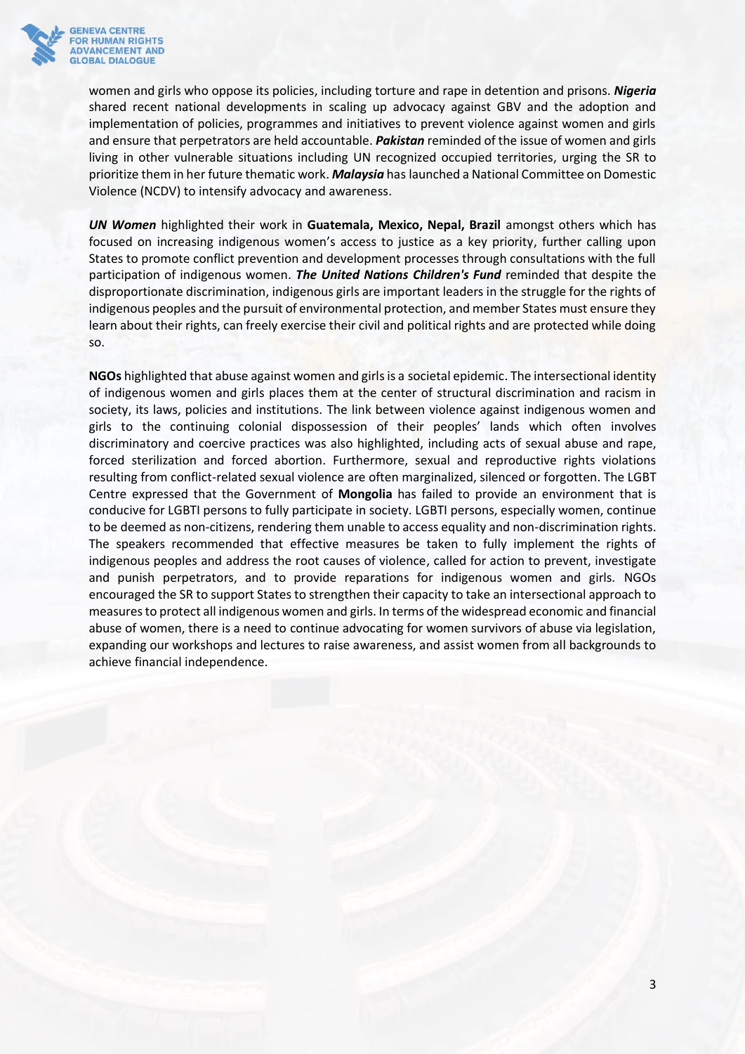women and girls who oppose its policies, including torture and rape in detention and prisons. ***Nigeria*** shared recent national developments in scaling up advocacy against GBV and the adoption and implementation of policies, programmes and initiatives to prevent violence against women and girls and ensure that perpetrators are held accountable. ***Pakistan*** reminded of the issue of women and girls living in other vulnerable situations including UN recognized occupied territories, urging the SR to prioritize them in her future thematic work. ***Malaysia*** has launched a National Committee on Domestic Violence (NCDV) to intensify advocacy and awareness.

***UN Women*** highlighted their work in **Guatemala, Mexico, Nepal, Brazil** amongst others which has focused on increasing indigenous women's access to justice as a key priority, further calling upon States to promote conflict prevention and development processes through consultations with the full participation of indigenous women. ***The United Nations Children's Fund*** reminded that despite the disproportionate discrimination, indigenous girls are important leaders in the struggle for the rights of indigenous peoples and the pursuit of environmental protection, and member States must ensure they learn about their rights, can freely exercise their civil and political rights and are protected while doing so.

**NGOs** highlighted that abuse against women and girls is a societal epidemic. The intersectional identity of indigenous women and girls places them at the center of structural discrimination and racism in society, its laws, policies and institutions. The link between violence against indigenous women and girls to the continuing colonial dispossession of their peoples' lands which often involves discriminatory and coercive practices was also highlighted, including acts of sexual abuse and rape, forced sterilization and forced abortion. Furthermore, sexual and reproductive rights violations resulting from conflict-related sexual violence are often marginalized, silenced or forgotten. The LGBT Centre expressed that the Government of **Mongolia** has failed to provide an environment that is conducive for LGBTI persons to fully participate in society. LGBTI persons, especially women, continue to be deemed as non-citizens, rendering them unable to access equality and non-discrimination rights. The speakers recommended that effective measures be taken to fully implement the rights of indigenous peoples and address the root causes of violence, called for action to prevent, investigate and punish perpetrators, and to provide reparations for indigenous women and girls. NGOs encouraged the SR to support States to strengthen their capacity to take an intersectional approach to measures to protect all indigenous women and girls. In terms of the widespread economic and financial abuse of women, there is a need to continue advocating for women survivors of abuse via legislation, expanding our workshops and lectures to raise awareness, and assist women from all backgrounds to achieve financial independence.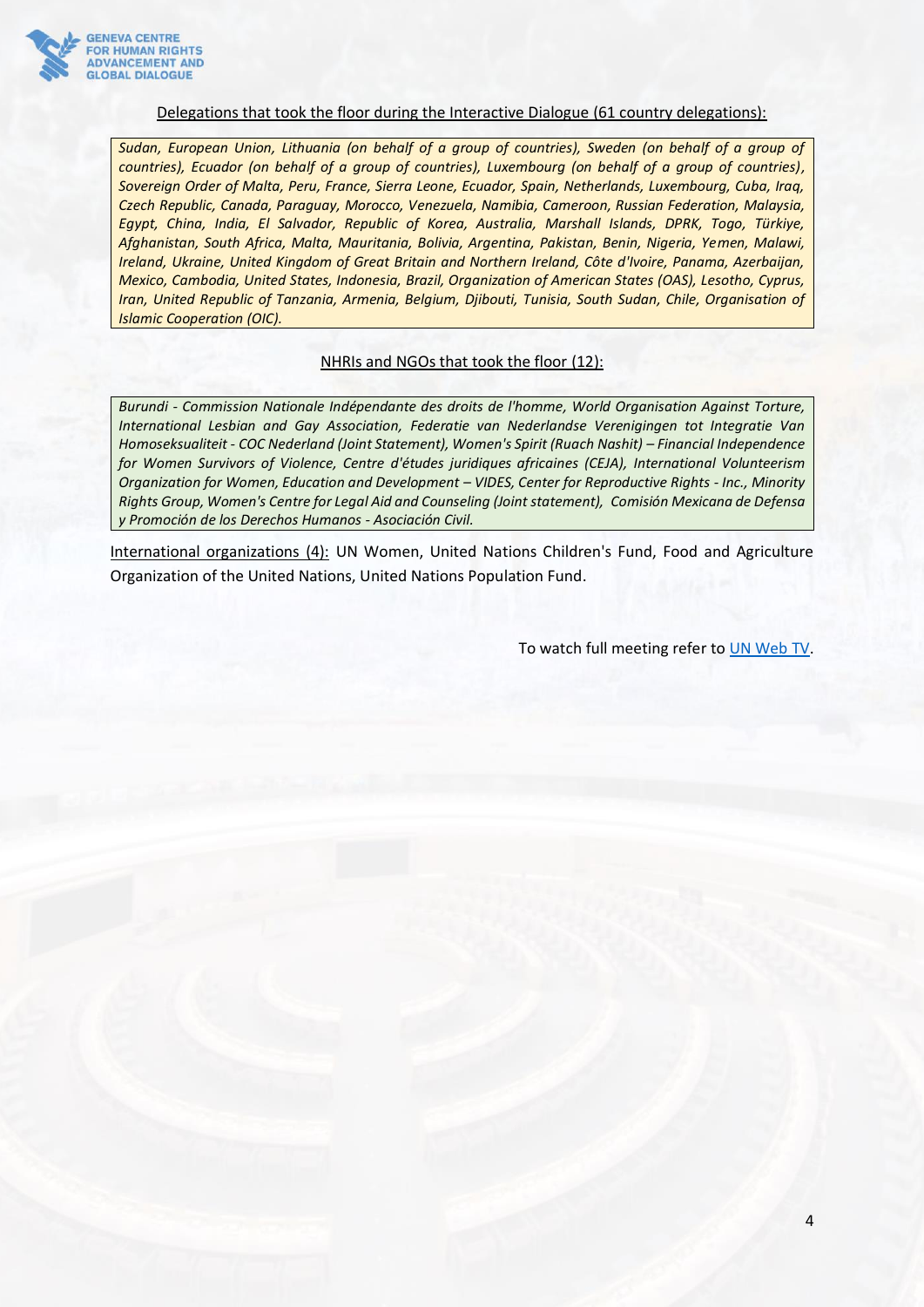Delegations that took the floor during the Interactive Dialogue (61 country delegations):

*Sudan, European Union, Lithuania (on behalf of a group of countries), Sweden (on behalf of a group of countries), Ecuador (on behalf of a group of countries), Luxembourg (on behalf of a group of countries), Sovereign Order of Malta, Peru, France, Sierra Leone, Ecuador, Spain, Netherlands, Luxembourg, Cuba, Iraq, Czech Republic, Canada, Paraguay, Morocco, Venezuela, Namibia, Cameroon, Russian Federation, Malaysia, Egypt, China, India, El Salvador, Republic of Korea, Australia, Marshall Islands, DPRK, Togo, Türkiye, Afghanistan, South Africa, Malta, Mauritania, Bolivia, Argentina, Pakistan, Benin, Nigeria, Yemen, Malawi, Ireland, Ukraine, United Kingdom of Great Britain and Northern Ireland, Côte d'Ivoire, Panama, Azerbaijan, Mexico, Cambodia, United States, Indonesia, Brazil, Organization of American States (OAS), Lesotho, Cyprus, Iran, United Republic of Tanzania, Armenia, Belgium, Djibouti, Tunisia, South Sudan, Chile, Organisation of Islamic Cooperation (OIC).*

NHRIs and NGOs that took the floor (12):

*Burundi - Commission Nationale Indépendante des droits de l'homme, World Organisation Against Torture, International Lesbian and Gay Association, Federatie van Nederlandse Verenigingen tot Integratie Van Homoseksualiteit - COC Nederland (Joint Statement), Women's Spirit (Ruach Nashit) – Financial Independence for Women Survivors of Violence, Centre d'études juridiques africaines (CEJA), International Volunteerism Organization for Women, Education and Development – VIDES, Center for Reproductive Rights - Inc., Minority Rights Group, Women's Centre for Legal Aid and Counseling (Joint statement), Comisión Mexicana de Defensa y Promoción de los Derechos Humanos - Asociación Civil.*

International organizations (4): UN Women, United Nations Children's Fund, Food and Agriculture Organization of the United Nations, United Nations Population Fund.

To watch full meeting refer to UN Web TV.